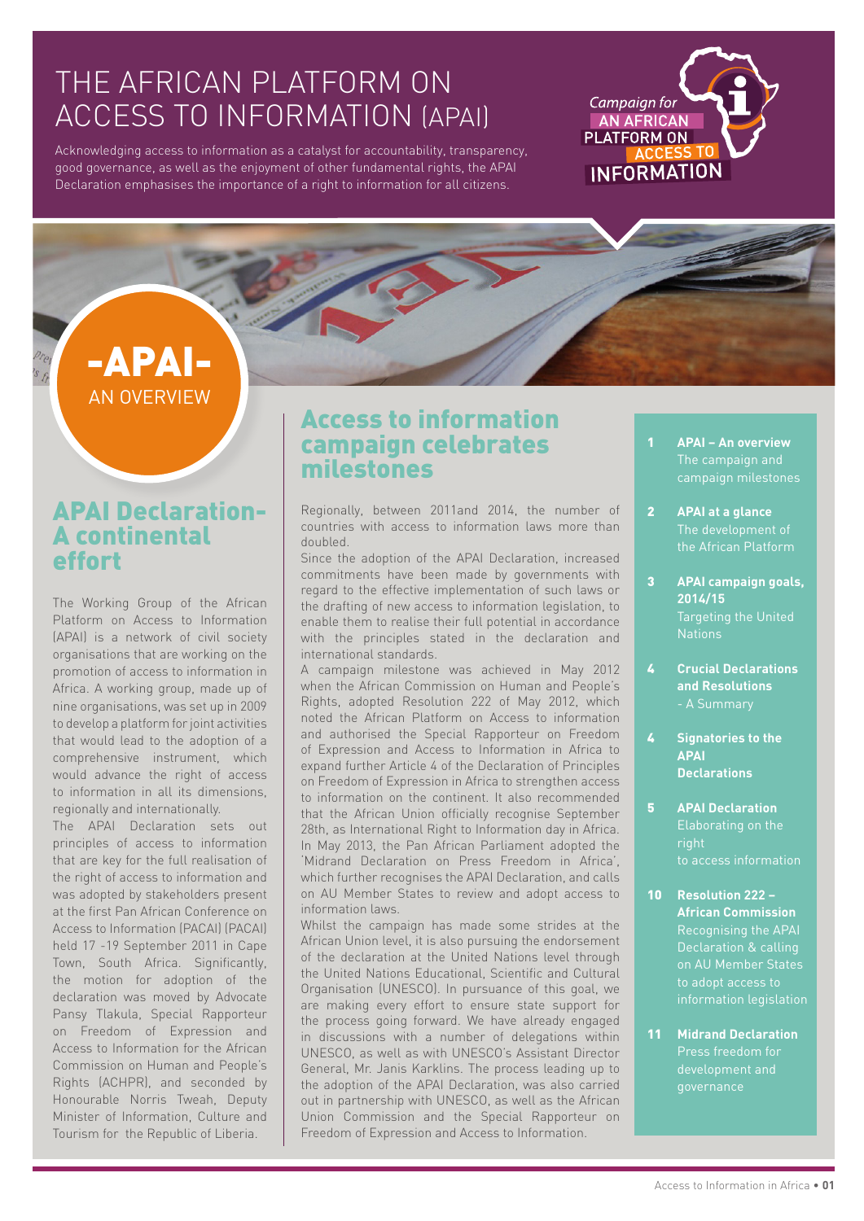# THE AFRICAN PLATFORM ON ACCESS TO INFORMATION (APAI)

Acknowledging access to information as a catalyst for accountability, transparency, good governance, as well as the enjoyment of other fundamental rights, the APAI Declaration emphasises the importance of a right to information for all citizens.

Campaign for AN AFRICAN PLATFORM ON ACCESS TO INFORMATION

## -APAI- AN OVERVIEW

## APAI Declaration- A continental effort

The Working Group of the African Platform on Access to Information (APAI) is a network of civil society organisations that are working on the promotion of access to information in Africa. A working group, made up of nine organisations, was set up in 2009 to develop a platform for joint activities that would lead to the adoption of a comprehensive instrument, which would advance the right of access to information in all its dimensions, regionally and internationally.

The APAI Declaration sets out principles of access to information that are key for the full realisation of the right of access to information and was adopted by stakeholders present at the first Pan African Conference on Access to Information (PACAI) (PACAI) held 17 -19 September 2011 in Cape Town, South Africa. Significantly, the motion for adoption of the declaration was moved by Advocate Pansy Tlakula, Special Rapporteur on Freedom of Expression and Access to Information for the African Commission on Human and People's Rights (ACHPR), and seconded by Honourable Norris Tweah, Deputy Minister of Information, Culture and Tourism for the Republic of Liberia.

## Access to information campaign celebrates milestones

Regionally, between 2011and 2014, the number of countries with access to information laws more than doubled.

Since the adoption of the APAI Declaration, increased commitments have been made by governments with regard to the effective implementation of such laws or the drafting of new access to information legislation, to enable them to realise their full potential in accordance with the principles stated in the declaration and international standards.

A campaign milestone was achieved in May 2012 when the African Commission on Human and People's Rights, adopted Resolution 222 of May 2012, which noted the African Platform on Access to information and authorised the Special Rapporteur on Freedom of Expression and Access to Information in Africa to expand further Article 4 of the Declaration of Principles on Freedom of Expression in Africa to strengthen access to information on the continent. It also recommended that the African Union officially recognise September 28th, as International Right to Information day in Africa. In May 2013, the Pan African Parliament adopted the 'Midrand Declaration on Press Freedom in Africa', which further recognises the APAI Declaration, and calls on AU Member States to review and adopt access to information laws.

Whilst the campaign has made some strides at the African Union level, it is also pursuing the endorsement of the declaration at the United Nations level through the United Nations Educational, Scientific and Cultural Organisation (UNESCO). In pursuance of this goal, we are making every effort to ensure state support for the process going forward. We have already engaged in discussions with a number of delegations within UNESCO, as well as with UNESCO's Assistant Director General, Mr. Janis Karklins. The process leading up to the adoption of the APAI Declaration, was also carried out in partnership with UNESCO, as well as the African Union Commission and the Special Rapporteur on Freedom of Expression and Access to Information.

- **1 APAI – An overview** The campaign and campaign milestones
- **2 APAI at a glance** The development of the African Platform
- **3 APAI campaign goals, 2014/15** Targeting the United Nations
- **4 Crucial Declarations and Resolutions** - A Summary
- **4 Signatories to the APAI Declarations**
- **5 APAI Declaration** Elaborating on the right to access information
- **10 Resolution 222 – African Commission** Recognising the APAI Declaration & calling on AU Member States to adopt access to information legislation
- **11 Midrand Declaration** Press freedom for development and governance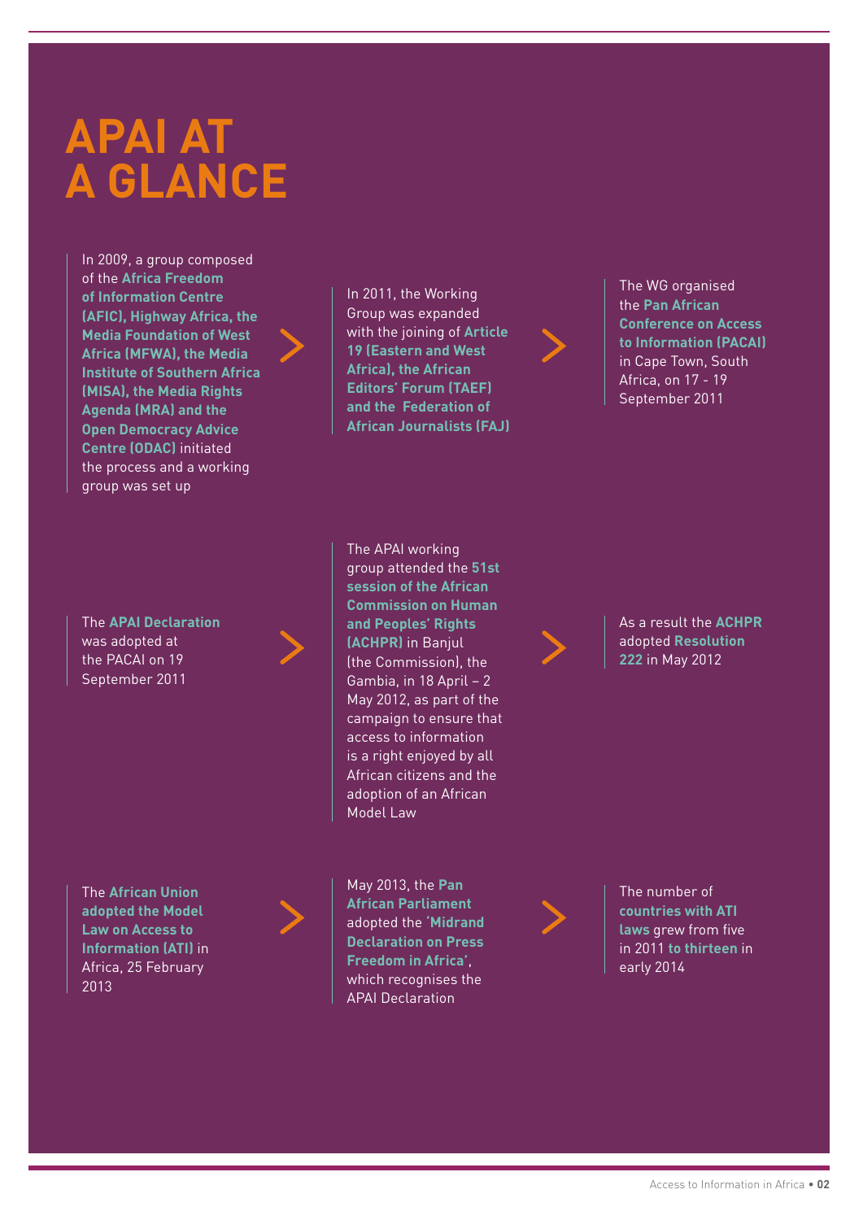# APAI AT A GLANCE

In 2009, a group composed of the **Africa Freedom of Information Centre (AFIC), Highway Africa, the Media Foundation of West Africa (MFWA), the Media Institute of Southern Africa (MISA), the Media Rights Agenda (MRA) and the Open Democracy Advice Centre (ODAC)** initiated the process and a working group was set up

In 2011, the Working Group was expanded with the joining of **Article 19 (Eastern and West Africa), the African Editors' Forum (TAEF) and the Federation of African Journalists (FAJ)**

The WG organised the **Pan African Conference on Access to Information (PACAI)** in Cape Town, South Africa, on 17 - 19 September 2011

The **APAI Declaration** was adopted at the PACAI on 19 September 2011

The APAI working group attended the **51st session of the African Commission on Human and Peoples' Rights (ACHPR)** in Banjul (the Commission), the Gambia, in 18 April – 2 May 2012, as part of the campaign to ensure that access to information is a right enjoyed by all African citizens and the adoption of an African Model Law

As a result the **ACHPR** adopted **Resolution 222** in May 2012

The **African Union adopted the Model Law on Access to Information (ATI)** in Africa, 25 February 2013

May 2013, the **Pan African Parliament** adopted the **'Midrand Declaration on Press Freedom in Africa'**, which recognises the APAI Declaration

The number of **countries with ATI laws** grew from five in 2011 **to thirteen** in early 2014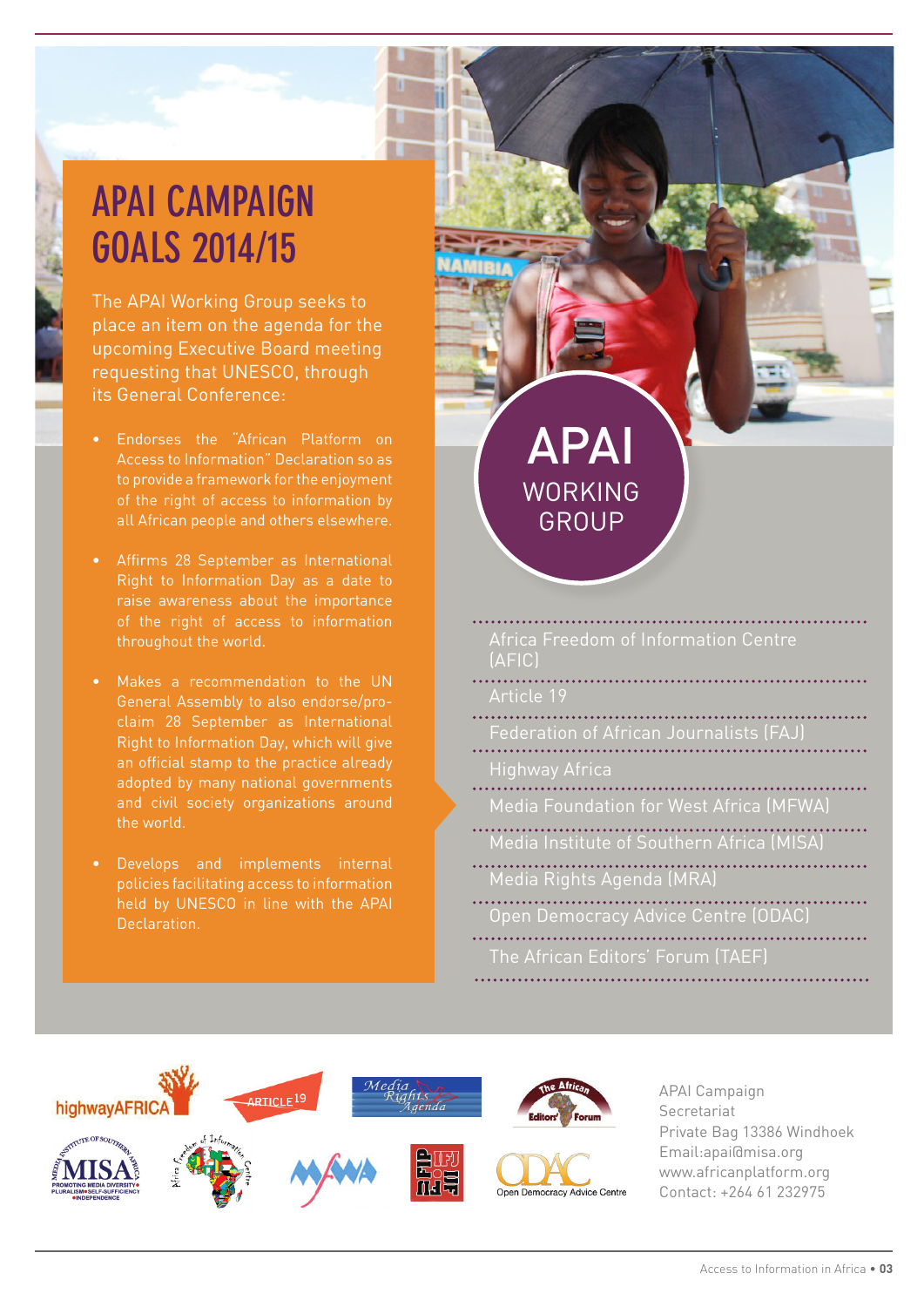# APAI CAMPAIGN GOALS 2014/15

The APAI Working Group seeks to place an item on the agenda for the upcoming Executive Board meeting requesting that UNESCO, through its General Conference:

- Endorses the "African Platform on Access to Information" Declaration so as to provide a framework for the enjoyment of the right of access to information by all African people and others elsewhere.
- Affirms 28 September as International Right to Information Day as a date to raise awareness about the importance of the right of access to information throughout the world.
- Makes a recommendation to the UN General Assembly to also endorse/proclaim 28 September as International Right to Information Day, which will give an official stamp to the practice already adopted by many national governments and civil society organizations around the world.
- Develops and implements internal policies facilitating access to information held by UNESCO in line with the APAI Declaration.

## APAI WORKING GROUP

- Africa Freedom of Information Centre (AFIC)
- Article 19
- Federation of African Journalists (FAJ)
- Highway Africa
- Media Foundation for West Africa (MFWA)
- Media Institute of Southern Africa (MISA)
- Media Rights Agenda (MRA)
- Open Democracy Advice Centre (ODAC)
- The African Editors' Forum (TAEF)

APAI Campaign Secretariat
Private Bag 13386 Windhoek
Email:apai@misa.org
www.africanplatform.org
Contact: +264 61 232975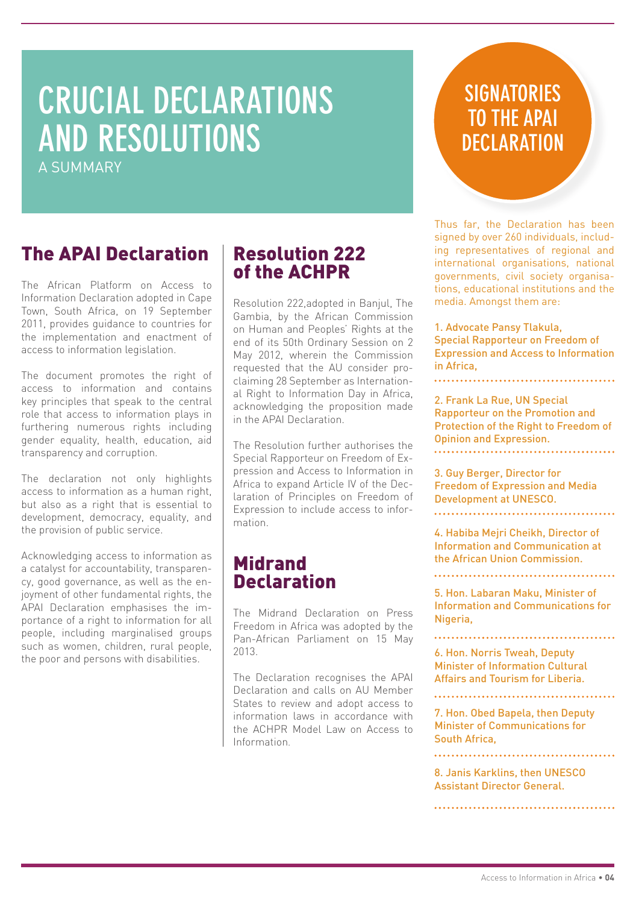# CRUCIAL DECLARATIONS AND RESOLUTIONS

A SUMMARY

## The APAI Declaration

The African Platform on Access to Information Declaration adopted in Cape Town, South Africa, on 19 September 2011, provides guidance to countries for the implementation and enactment of access to information legislation.

The document promotes the right of access to information and contains key principles that speak to the central role that access to information plays in furthering numerous rights including gender equality, health, education, aid transparency and corruption.

The declaration not only highlights access to information as a human right, but also as a right that is essential to development, democracy, equality, and the provision of public service.

Acknowledging access to information as a catalyst for accountability, transparency, good governance, as well as the enjoyment of other fundamental rights, the APAI Declaration emphasises the importance of a right to information for all people, including marginalised groups such as women, children, rural people, the poor and persons with disabilities.

## Resolution 222 of the ACHPR

Resolution 222,adopted in Banjul, The Gambia, by the African Commission on Human and Peoples' Rights at the end of its 50th Ordinary Session on 2 May 2012, wherein the Commission requested that the AU consider proclaiming 28 September as International Right to Information Day in Africa, acknowledging the proposition made in the APAI Declaration.

The Resolution further authorises the Special Rapporteur on Freedom of Expression and Access to Information in Africa to expand Article IV of the Declaration of Principles on Freedom of Expression to include access to information.

## Midrand Declaration

The Midrand Declaration on Press Freedom in Africa was adopted by the Pan-African Parliament on 15 May 2013.

The Declaration recognises the APAI Declaration and calls on AU Member States to review and adopt access to information laws in accordance with the ACHPR Model Law on Access to Information.

## SIGNATORIES TO THE APAI DECLARATION

Thus far, the Declaration has been signed by over 260 individuals, including representatives of regional and international organisations, national governments, civil society organisations, educational institutions and the media. Amongst them are:

1. Advocate Pansy Tlakula, Special Rapporteur on Freedom of Expression and Access to Information in Africa,

2. Frank La Rue, UN Special Rapporteur on the Promotion and Protection of the Right to Freedom of Opinion and Expression.

3. Guy Berger, Director for Freedom of Expression and Media Development at UNESCO.

4. Habiba Mejri Cheikh, Director of Information and Communication at the African Union Commission.

5. Hon. Labaran Maku, Minister of Information and Communications for Nigeria,

6. Hon. Norris Tweah, Deputy Minister of Information Cultural Affairs and Tourism for Liberia.

7. Hon. Obed Bapela, then Deputy Minister of Communications for South Africa,

8. Janis Karklins, then UNESCO Assistant Director General.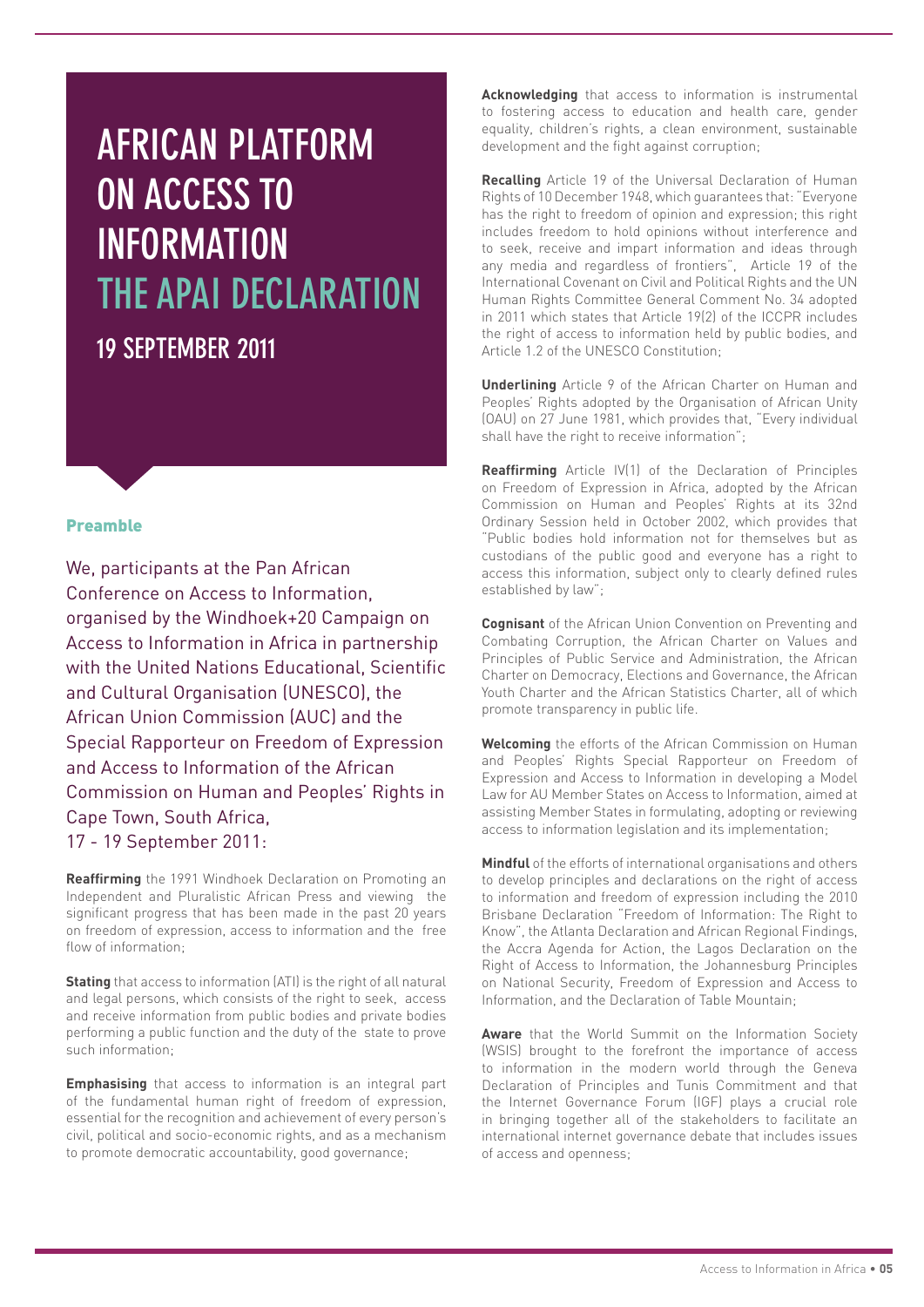# AFRICAN PLATFORM ON ACCESS TO INFORMATION

# THE APAI DECLARATION

## 19 SEPTEMBER 2011

### Preamble

We, participants at the Pan African Conference on Access to Information, organised by the Windhoek+20 Campaign on Access to Information in Africa in partnership with the United Nations Educational, Scientific and Cultural Organisation (UNESCO), the African Union Commission (AUC) and the Special Rapporteur on Freedom of Expression and Access to Information of the African Commission on Human and Peoples' Rights in Cape Town, South Africa, 17 - 19 September 2011:

**Reaffirming** the 1991 Windhoek Declaration on Promoting an Independent and Pluralistic African Press and viewing the significant progress that has been made in the past 20 years on freedom of expression, access to information and the free flow of information;

**Stating** that access to information (ATI) is the right of all natural and legal persons, which consists of the right to seek, access and receive information from public bodies and private bodies performing a public function and the duty of the state to prove such information;

**Emphasising** that access to information is an integral part of the fundamental human right of freedom of expression, essential for the recognition and achievement of every person's civil, political and socio-economic rights, and as a mechanism to promote democratic accountability, good governance;

**Acknowledging** that access to information is instrumental to fostering access to education and health care, gender equality, children's rights, a clean environment, sustainable development and the fight against corruption;

**Recalling** Article 19 of the Universal Declaration of Human Rights of 10 December 1948, which guarantees that: "Everyone has the right to freedom of opinion and expression; this right includes freedom to hold opinions without interference and to seek, receive and impart information and ideas through any media and regardless of frontiers", Article 19 of the International Covenant on Civil and Political Rights and the UN Human Rights Committee General Comment No. 34 adopted in 2011 which states that Article 19(2) of the ICCPR includes the right of access to information held by public bodies, and Article 1.2 of the UNESCO Constitution;

**Underlining** Article 9 of the African Charter on Human and Peoples' Rights adopted by the Organisation of African Unity (OAU) on 27 June 1981, which provides that, "Every individual shall have the right to receive information";

**Reaffirming** Article IV(1) of the Declaration of Principles on Freedom of Expression in Africa, adopted by the African Commission on Human and Peoples' Rights at its 32nd Ordinary Session held in October 2002, which provides that "Public bodies hold information not for themselves but as custodians of the public good and everyone has a right to access this information, subject only to clearly defined rules established by law";

**Cognisant** of the African Union Convention on Preventing and Combating Corruption, the African Charter on Values and Principles of Public Service and Administration, the African Charter on Democracy, Elections and Governance, the African Youth Charter and the African Statistics Charter, all of which promote transparency in public life.

**Welcoming** the efforts of the African Commission on Human and Peoples' Rights Special Rapporteur on Freedom of Expression and Access to Information in developing a Model Law for AU Member States on Access to Information, aimed at assisting Member States in formulating, adopting or reviewing access to information legislation and its implementation;

**Mindful** of the efforts of international organisations and others to develop principles and declarations on the right of access to information and freedom of expression including the 2010 Brisbane Declaration "Freedom of Information: The Right to Know", the Atlanta Declaration and African Regional Findings, the Accra Agenda for Action, the Lagos Declaration on the Right of Access to Information, the Johannesburg Principles on National Security, Freedom of Expression and Access to Information, and the Declaration of Table Mountain;

**Aware** that the World Summit on the Information Society (WSIS) brought to the forefront the importance of access to information in the modern world through the Geneva Declaration of Principles and Tunis Commitment and that the Internet Governance Forum (IGF) plays a crucial role in bringing together all of the stakeholders to facilitate an international internet governance debate that includes issues of access and openness;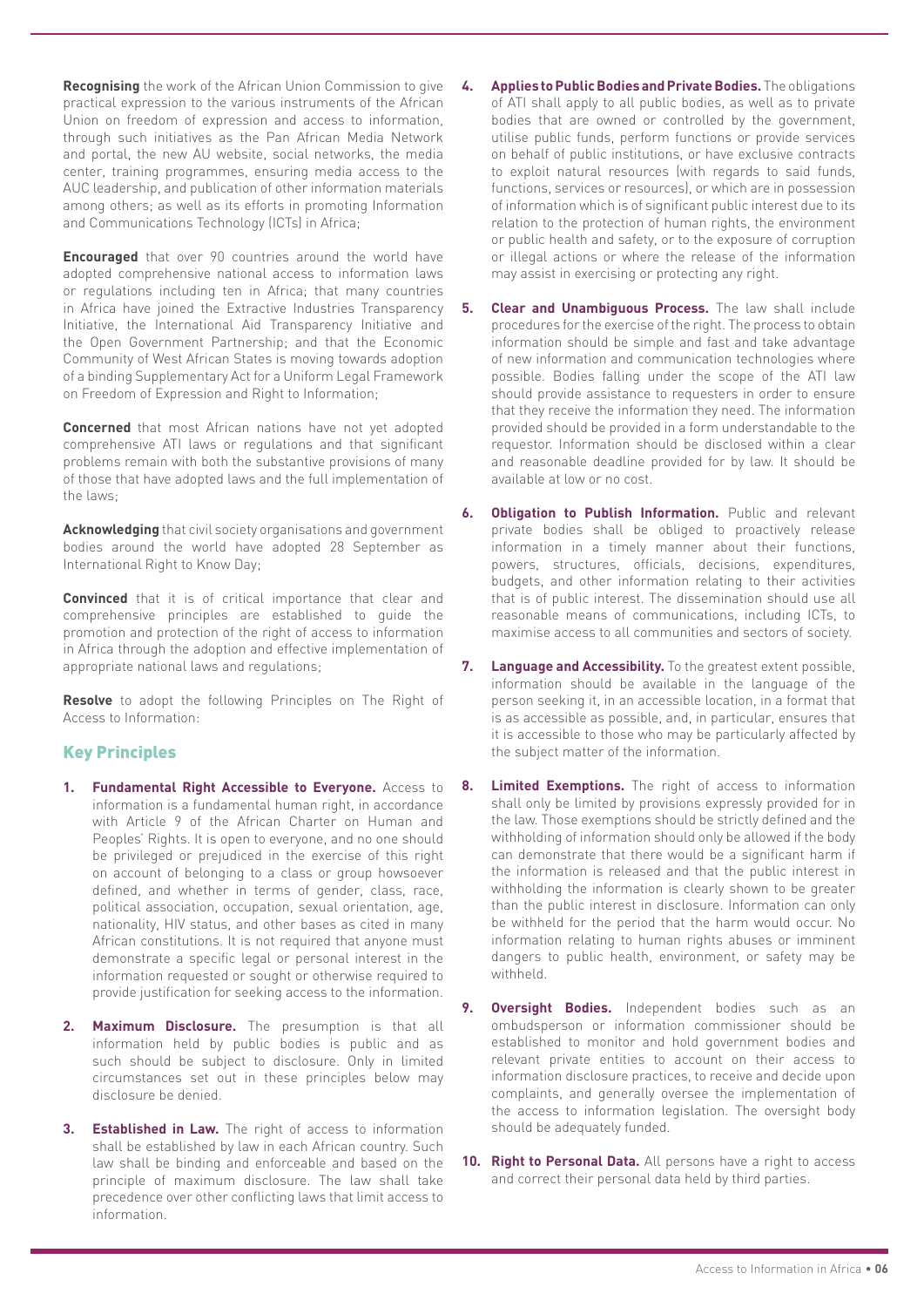**Recognising** the work of the African Union Commission to give practical expression to the various instruments of the African Union on freedom of expression and access to information, through such initiatives as the Pan African Media Network and portal, the new AU website, social networks, the media center, training programmes, ensuring media access to the AUC leadership, and publication of other information materials among others; as well as its efforts in promoting Information and Communications Technology (ICTs) in Africa;

**Encouraged** that over 90 countries around the world have adopted comprehensive national access to information laws or regulations including ten in Africa; that many countries in Africa have joined the Extractive Industries Transparency Initiative, the International Aid Transparency Initiative and the Open Government Partnership; and that the Economic Community of West African States is moving towards adoption of a binding Supplementary Act for a Uniform Legal Framework on Freedom of Expression and Right to Information;

**Concerned** that most African nations have not yet adopted comprehensive ATI laws or regulations and that significant problems remain with both the substantive provisions of many of those that have adopted laws and the full implementation of the laws;

**Acknowledging** that civil society organisations and government bodies around the world have adopted 28 September as International Right to Know Day;

**Convinced** that it is of critical importance that clear and comprehensive principles are established to guide the promotion and protection of the right of access to information in Africa through the adoption and effective implementation of appropriate national laws and regulations;

**Resolve** to adopt the following Principles on The Right of Access to Information:

## Key Principles

1. **Fundamental Right Accessible to Everyone.** Access to information is a fundamental human right, in accordance with Article 9 of the African Charter on Human and Peoples' Rights. It is open to everyone, and no one should be privileged or prejudiced in the exercise of this right on account of belonging to a class or group howsoever defined, and whether in terms of gender, class, race, political association, occupation, sexual orientation, age, nationality, HIV status, and other bases as cited in many African constitutions. It is not required that anyone must demonstrate a specific legal or personal interest in the information requested or sought or otherwise required to provide justification for seeking access to the information.

2. **Maximum Disclosure.** The presumption is that all information held by public bodies is public and as such should be subject to disclosure. Only in limited circumstances set out in these principles below may disclosure be denied.

3. **Established in Law.** The right of access to information shall be established by law in each African country. Such law shall be binding and enforceable and based on the principle of maximum disclosure. The law shall take precedence over other conflicting laws that limit access to information.

4. **Applies to Public Bodies and Private Bodies.** The obligations of ATI shall apply to all public bodies, as well as to private bodies that are owned or controlled by the government, utilise public funds, perform functions or provide services on behalf of public institutions, or have exclusive contracts to exploit natural resources (with regards to said funds, functions, services or resources), or which are in possession of information which is of significant public interest due to its relation to the protection of human rights, the environment or public health and safety, or to the exposure of corruption or illegal actions or where the release of the information may assist in exercising or protecting any right.

5. **Clear and Unambiguous Process.** The law shall include procedures for the exercise of the right. The process to obtain information should be simple and fast and take advantage of new information and communication technologies where possible. Bodies falling under the scope of the ATI law should provide assistance to requesters in order to ensure that they receive the information they need. The information provided should be provided in a form understandable to the requestor. Information should be disclosed within a clear and reasonable deadline provided for by law. It should be available at low or no cost.

6. **Obligation to Publish Information.** Public and relevant private bodies shall be obliged to proactively release information in a timely manner about their functions, powers, structures, officials, decisions, expenditures, budgets, and other information relating to their activities that is of public interest. The dissemination should use all reasonable means of communications, including ICTs, to maximise access to all communities and sectors of society.

7. **Language and Accessibility.** To the greatest extent possible, information should be available in the language of the person seeking it, in an accessible location, in a format that is as accessible as possible, and, in particular, ensures that it is accessible to those who may be particularly affected by the subject matter of the information.

8. **Limited Exemptions.** The right of access to information shall only be limited by provisions expressly provided for in the law. Those exemptions should be strictly defined and the withholding of information should only be allowed if the body can demonstrate that there would be a significant harm if the information is released and that the public interest in withholding the information is clearly shown to be greater than the public interest in disclosure. Information can only be withheld for the period that the harm would occur. No information relating to human rights abuses or imminent dangers to public health, environment, or safety may be withheld.

9. **Oversight Bodies.** Independent bodies such as an ombudsperson or information commissioner should be established to monitor and hold government bodies and relevant private entities to account on their access to information disclosure practices, to receive and decide upon complaints, and generally oversee the implementation of the access to information legislation. The oversight body should be adequately funded.

10. **Right to Personal Data.** All persons have a right to access and correct their personal data held by third parties.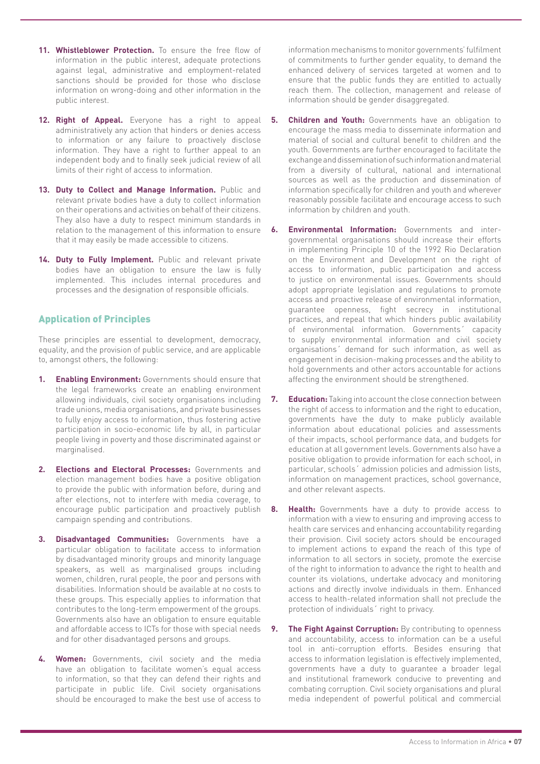**11. Whistleblower Protection.** To ensure the free flow of information in the public interest, adequate protections against legal, administrative and employment-related sanctions should be provided for those who disclose information on wrong-doing and other information in the public interest.

**12. Right of Appeal.** Everyone has a right to appeal administratively any action that hinders or denies access to information or any failure to proactively disclose information. They have a right to further appeal to an independent body and to finally seek judicial review of all limits of their right of access to information.

**13. Duty to Collect and Manage Information.** Public and relevant private bodies have a duty to collect information on their operations and activities on behalf of their citizens. They also have a duty to respect minimum standards in relation to the management of this information to ensure that it may easily be made accessible to citizens.

**14. Duty to Fully Implement.** Public and relevant private bodies have an obligation to ensure the law is fully implemented. This includes internal procedures and processes and the designation of responsible officials.

## Application of Principles

These principles are essential to development, democracy, equality, and the provision of public service, and are applicable to, amongst others, the following:

**1. Enabling Environment:** Governments should ensure that the legal frameworks create an enabling environment allowing individuals, civil society organisations including trade unions, media organisations, and private businesses to fully enjoy access to information, thus fostering active participation in socio-economic life by all, in particular people living in poverty and those discriminated against or marginalised.

**2. Elections and Electoral Processes:** Governments and election management bodies have a positive obligation to provide the public with information before, during and after elections, not to interfere with media coverage, to encourage public participation and proactively publish campaign spending and contributions.

**3. Disadvantaged Communities:** Governments have a particular obligation to facilitate access to information by disadvantaged minority groups and minority language speakers, as well as marginalised groups including women, children, rural people, the poor and persons with disabilities. Information should be available at no costs to these groups. This especially applies to information that contributes to the long-term empowerment of the groups. Governments also have an obligation to ensure equitable and affordable access to ICTs for those with special needs and for other disadvantaged persons and groups.

**4. Women:** Governments, civil society and the media have an obligation to facilitate women's equal access to information, so that they can defend their rights and participate in public life. Civil society organisations should be encouraged to make the best use of access to information mechanisms to monitor governments' fulfilment of commitments to further gender equality, to demand the enhanced delivery of services targeted at women and to ensure that the public funds they are entitled to actually reach them. The collection, management and release of information should be gender disaggregated.

**5. Children and Youth:** Governments have an obligation to encourage the mass media to disseminate information and material of social and cultural benefit to children and the youth. Governments are further encouraged to facilitate the exchange and dissemination of such information and material from a diversity of cultural, national and international sources as well as the production and dissemination of information specifically for children and youth and wherever reasonably possible facilitate and encourage access to such information by children and youth.

**6. Environmental Information:** Governments and inter-governmental organisations should increase their efforts in implementing Principle 10 of the 1992 Rio Declaration on the Environment and Development on the right of access to information, public participation and access to justice on environmental issues. Governments should adopt appropriate legislation and regulations to promote access and proactive release of environmental information, guarantee openness, fight secrecy in institutional practices, and repeal that which hinders public availability of environmental information. Governments´ capacity to supply environmental information and civil society organisations´ demand for such information, as well as engagement in decision-making processes and the ability to hold governments and other actors accountable for actions affecting the environment should be strengthened.

**7. Education:** Taking into account the close connection between the right of access to information and the right to education, governments have the duty to make publicly available information about educational policies and assessments of their impacts, school performance data, and budgets for education at all government levels. Governments also have a positive obligation to provide information for each school, in particular, schools´ admission policies and admission lists, information on management practices, school governance, and other relevant aspects.

**8. Health:** Governments have a duty to provide access to information with a view to ensuring and improving access to health care services and enhancing accountability regarding their provision. Civil society actors should be encouraged to implement actions to expand the reach of this type of information to all sectors in society, promote the exercise of the right to information to advance the right to health and counter its violations, undertake advocacy and monitoring actions and directly involve individuals in them. Enhanced access to health-related information shall not preclude the protection of individuals´ right to privacy.

**9. The Fight Against Corruption:** By contributing to openness and accountability, access to information can be a useful tool in anti-corruption efforts. Besides ensuring that access to information legislation is effectively implemented, governments have a duty to guarantee a broader legal and institutional framework conducive to preventing and combating corruption. Civil society organisations and plural media independent of powerful political and commercial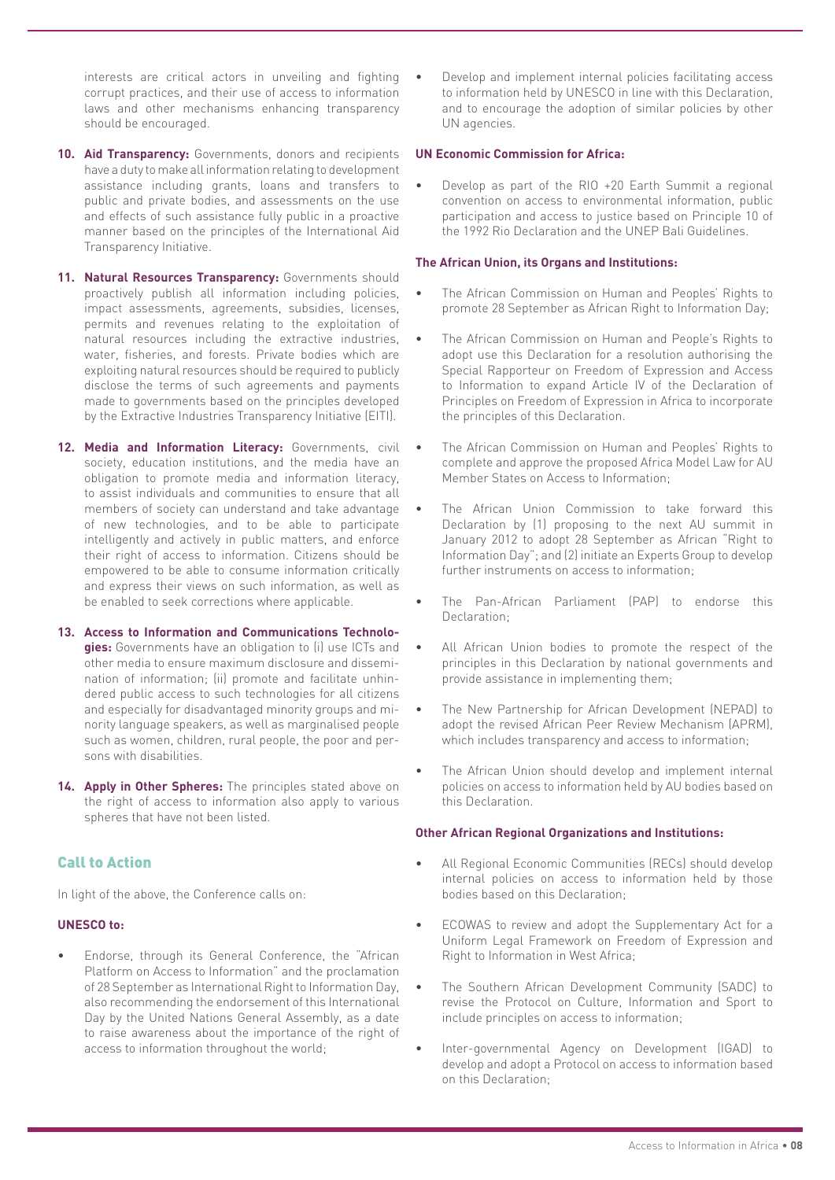interests are critical actors in unveiling and fighting corrupt practices, and their use of access to information laws and other mechanisms enhancing transparency should be encouraged.

10. **Aid Transparency:** Governments, donors and recipients have a duty to make all information relating to development assistance including grants, loans and transfers to public and private bodies, and assessments on the use and effects of such assistance fully public in a proactive manner based on the principles of the International Aid Transparency Initiative.

11. **Natural Resources Transparency:** Governments should proactively publish all information including policies, impact assessments, agreements, subsidies, licenses, permits and revenues relating to the exploitation of natural resources including the extractive industries, water, fisheries, and forests. Private bodies which are exploiting natural resources should be required to publicly disclose the terms of such agreements and payments made to governments based on the principles developed by the Extractive Industries Transparency Initiative (EITI).

12. **Media and Information Literacy:** Governments, civil society, education institutions, and the media have an obligation to promote media and information literacy, to assist individuals and communities to ensure that all members of society can understand and take advantage of new technologies, and to be able to participate intelligently and actively in public matters, and enforce their right of access to information. Citizens should be empowered to be able to consume information critically and express their views on such information, as well as be enabled to seek corrections where applicable.

13. **Access to Information and Communications Technologies:** Governments have an obligation to (i) use ICTs and other media to ensure maximum disclosure and dissemination of information; (ii) promote and facilitate unhindered public access to such technologies for all citizens and especially for disadvantaged minority groups and minority language speakers, as well as marginalised people such as women, children, rural people, the poor and persons with disabilities.

14. **Apply in Other Spheres:** The principles stated above on the right of access to information also apply to various spheres that have not been listed.

## Call to Action

In light of the above, the Conference calls on:

**UNESCO to:**

- Endorse, through its General Conference, the "African Platform on Access to Information" and the proclamation of 28 September as International Right to Information Day, also recommending the endorsement of this International Day by the United Nations General Assembly, as a date to raise awareness about the importance of the right of access to information throughout the world;
- Develop and implement internal policies facilitating access to information held by UNESCO in line with this Declaration, and to encourage the adoption of similar policies by other UN agencies.

**UN Economic Commission for Africa:**

- Develop as part of the RIO +20 Earth Summit a regional convention on access to environmental information, public participation and access to justice based on Principle 10 of the 1992 Rio Declaration and the UNEP Bali Guidelines.

**The African Union, its Organs and Institutions:**

- The African Commission on Human and Peoples' Rights to promote 28 September as African Right to Information Day;
- The African Commission on Human and People's Rights to adopt use this Declaration for a resolution authorising the Special Rapporteur on Freedom of Expression and Access to Information to expand Article IV of the Declaration of Principles on Freedom of Expression in Africa to incorporate the principles of this Declaration.
- The African Commission on Human and Peoples' Rights to complete and approve the proposed Africa Model Law for AU Member States on Access to Information;
- The African Union Commission to take forward this Declaration by (1) proposing to the next AU summit in January 2012 to adopt 28 September as African "Right to Information Day"; and (2) initiate an Experts Group to develop further instruments on access to information;
- The Pan-African Parliament (PAP) to endorse this Declaration;
- All African Union bodies to promote the respect of the principles in this Declaration by national governments and provide assistance in implementing them;
- The New Partnership for African Development (NEPAD) to adopt the revised African Peer Review Mechanism (APRM), which includes transparency and access to information;
- The African Union should develop and implement internal policies on access to information held by AU bodies based on this Declaration.

**Other African Regional Organizations and Institutions:**

- All Regional Economic Communities (RECs) should develop internal policies on access to information held by those bodies based on this Declaration;
- ECOWAS to review and adopt the Supplementary Act for a Uniform Legal Framework on Freedom of Expression and Right to Information in West Africa;
- The Southern African Development Community (SADC) to revise the Protocol on Culture, Information and Sport to include principles on access to information;
- Inter-governmental Agency on Development (IGAD) to develop and adopt a Protocol on access to information based on this Declaration;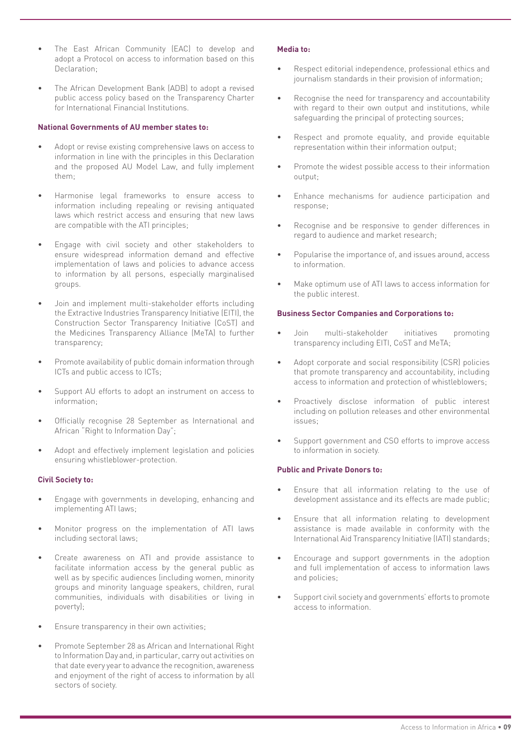- The East African Community (EAC) to develop and adopt a Protocol on access to information based on this Declaration;
- The African Development Bank (ADB) to adopt a revised public access policy based on the Transparency Charter for International Financial Institutions.

**National Governments of AU member states to:**

- Adopt or revise existing comprehensive laws on access to information in line with the principles in this Declaration and the proposed AU Model Law, and fully implement them;
- Harmonise legal frameworks to ensure access to information including repealing or revising antiquated laws which restrict access and ensuring that new laws are compatible with the ATI principles;
- Engage with civil society and other stakeholders to ensure widespread information demand and effective implementation of laws and policies to advance access to information by all persons, especially marginalised groups.
- Join and implement multi-stakeholder efforts including the Extractive Industries Transparency Initiative (EITI), the Construction Sector Transparency Initiative (CoST) and the Medicines Transparency Alliance (MeTA) to further transparency;
- Promote availability of public domain information through ICTs and public access to ICTs;
- Support AU efforts to adopt an instrument on access to information;
- Officially recognise 28 September as International and African "Right to Information Day";
- Adopt and effectively implement legislation and policies ensuring whistleblower-protection.

**Civil Society to:**

- Engage with governments in developing, enhancing and implementing ATI laws;
- Monitor progress on the implementation of ATI laws including sectoral laws;
- Create awareness on ATI and provide assistance to facilitate information access by the general public as well as by specific audiences (including women, minority groups and minority language speakers, children, rural communities, individuals with disabilities or living in poverty);
- Ensure transparency in their own activities;
- Promote September 28 as African and International Right to Information Day and, in particular, carry out activities on that date every year to advance the recognition, awareness and enjoyment of the right of access to information by all sectors of society.

**Media to:**

- Respect editorial independence, professional ethics and journalism standards in their provision of information;
- Recognise the need for transparency and accountability with regard to their own output and institutions, while safeguarding the principal of protecting sources;
- Respect and promote equality, and provide equitable representation within their information output;
- Promote the widest possible access to their information output;
- Enhance mechanisms for audience participation and response;
- Recognise and be responsive to gender differences in regard to audience and market research;
- Popularise the importance of, and issues around, access to information.
- Make optimum use of ATI laws to access information for the public interest.

**Business Sector Companies and Corporations to:**

- Join multi-stakeholder initiatives promoting transparency including EITI, CoST and MeTA;
- Adopt corporate and social responsibility (CSR) policies that promote transparency and accountability, including access to information and protection of whistleblowers;
- Proactively disclose information of public interest including on pollution releases and other environmental issues;
- Support government and CSO efforts to improve access to information in society.

**Public and Private Donors to:**

- Ensure that all information relating to the use of development assistance and its effects are made public;
- Ensure that all information relating to development assistance is made available in conformity with the International Aid Transparency Initiative (IATI) standards;
- Encourage and support governments in the adoption and full implementation of access to information laws and policies;
- Support civil society and governments' efforts to promote access to information.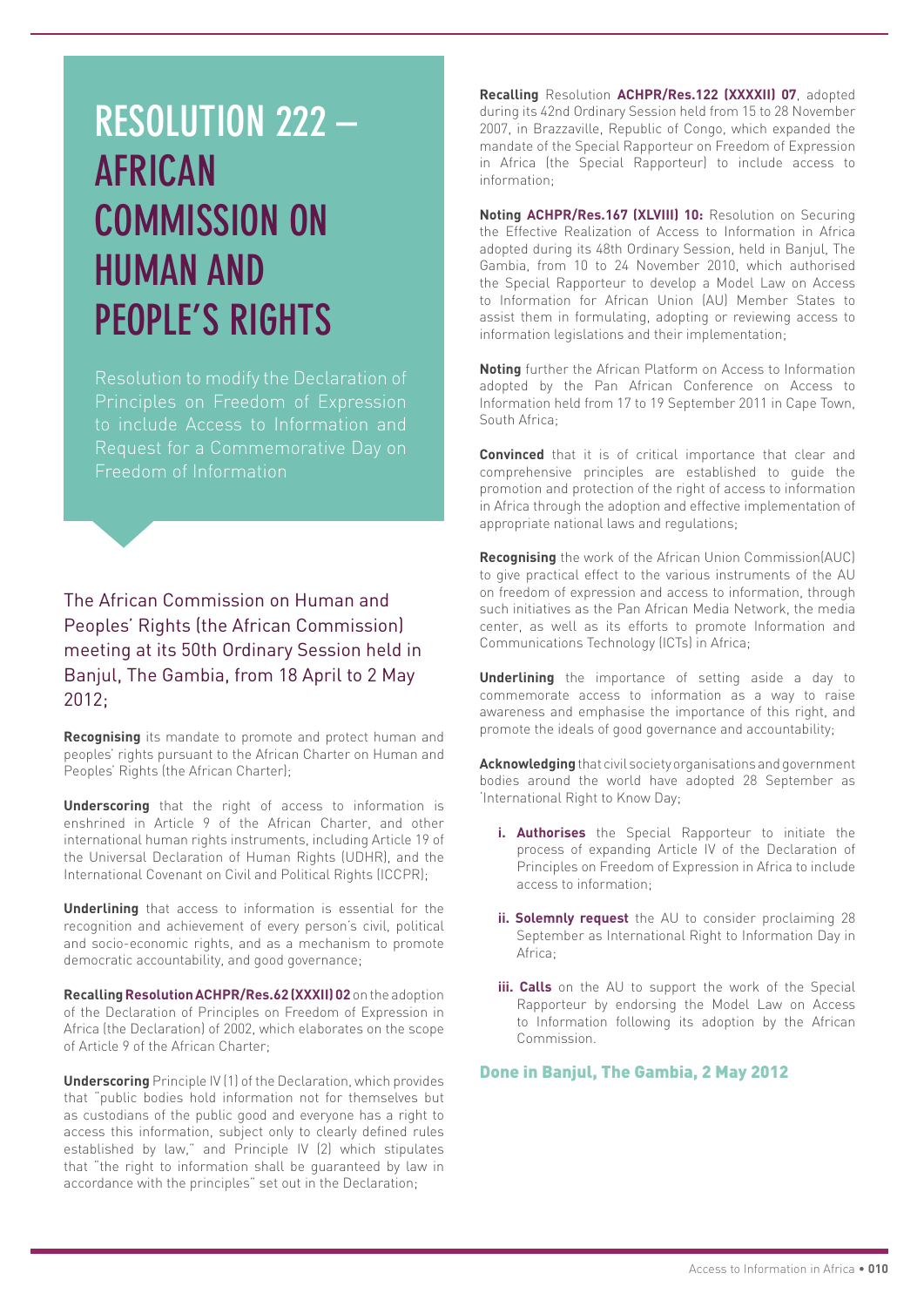# RESOLUTION 222 – AFRICAN COMMISSION ON HUMAN AND PEOPLE'S RIGHTS

Resolution to modify the Declaration of Principles on Freedom of Expression to include Access to Information and Request for a Commemorative Day on Freedom of Information

The African Commission on Human and Peoples' Rights (the African Commission) meeting at its 50th Ordinary Session held in Banjul, The Gambia, from 18 April to 2 May 2012;

**Recognising** its mandate to promote and protect human and peoples' rights pursuant to the African Charter on Human and Peoples' Rights (the African Charter);

**Underscoring** that the right of access to information is enshrined in Article 9 of the African Charter, and other international human rights instruments, including Article 19 of the Universal Declaration of Human Rights (UDHR), and the International Covenant on Civil and Political Rights (ICCPR);

**Underlining** that access to information is essential for the recognition and achievement of every person's civil, political and socio-economic rights, and as a mechanism to promote democratic accountability, and good governance;

**Recalling Resolution ACHPR/Res.62 (XXXII) 02** on the adoption of the Declaration of Principles on Freedom of Expression in Africa (the Declaration) of 2002, which elaborates on the scope of Article 9 of the African Charter;

**Underscoring** Principle IV (1) of the Declaration, which provides that "public bodies hold information not for themselves but as custodians of the public good and everyone has a right to access this information, subject only to clearly defined rules established by law," and Principle IV (2) which stipulates that "the right to information shall be guaranteed by law in accordance with the principles" set out in the Declaration;

**Recalling** Resolution **ACHPR/Res.122 (XXXXII) 07**, adopted during its 42nd Ordinary Session held from 15 to 28 November 2007, in Brazzaville, Republic of Congo, which expanded the mandate of the Special Rapporteur on Freedom of Expression in Africa (the Special Rapporteur) to include access to information;

**Noting ACHPR/Res.167 (XLVIII) 10:** Resolution on Securing the Effective Realization of Access to Information in Africa adopted during its 48th Ordinary Session, held in Banjul, The Gambia, from 10 to 24 November 2010, which authorised the Special Rapporteur to develop a Model Law on Access to Information for African Union (AU) Member States to assist them in formulating, adopting or reviewing access to information legislations and their implementation;

**Noting** further the African Platform on Access to Information adopted by the Pan African Conference on Access to Information held from 17 to 19 September 2011 in Cape Town, South Africa;

**Convinced** that it is of critical importance that clear and comprehensive principles are established to guide the promotion and protection of the right of access to information in Africa through the adoption and effective implementation of appropriate national laws and regulations;

**Recognising** the work of the African Union Commission(AUC) to give practical effect to the various instruments of the AU on freedom of expression and access to information, through such initiatives as the Pan African Media Network, the media center, as well as its efforts to promote Information and Communications Technology (ICTs) in Africa;

**Underlining** the importance of setting aside a day to commemorate access to information as a way to raise awareness and emphasise the importance of this right, and promote the ideals of good governance and accountability;

**Acknowledging** that civil society organisations and government bodies around the world have adopted 28 September as 'International Right to Know Day;

i. **Authorises** the Special Rapporteur to initiate the process of expanding Article IV of the Declaration of Principles on Freedom of Expression in Africa to include access to information;

ii. **Solemnly request** the AU to consider proclaiming 28 September as International Right to Information Day in Africa;

iii. **Calls** on the AU to support the work of the Special Rapporteur by endorsing the Model Law on Access to Information following its adoption by the African Commission.

**Done in Banjul, The Gambia, 2 May 2012**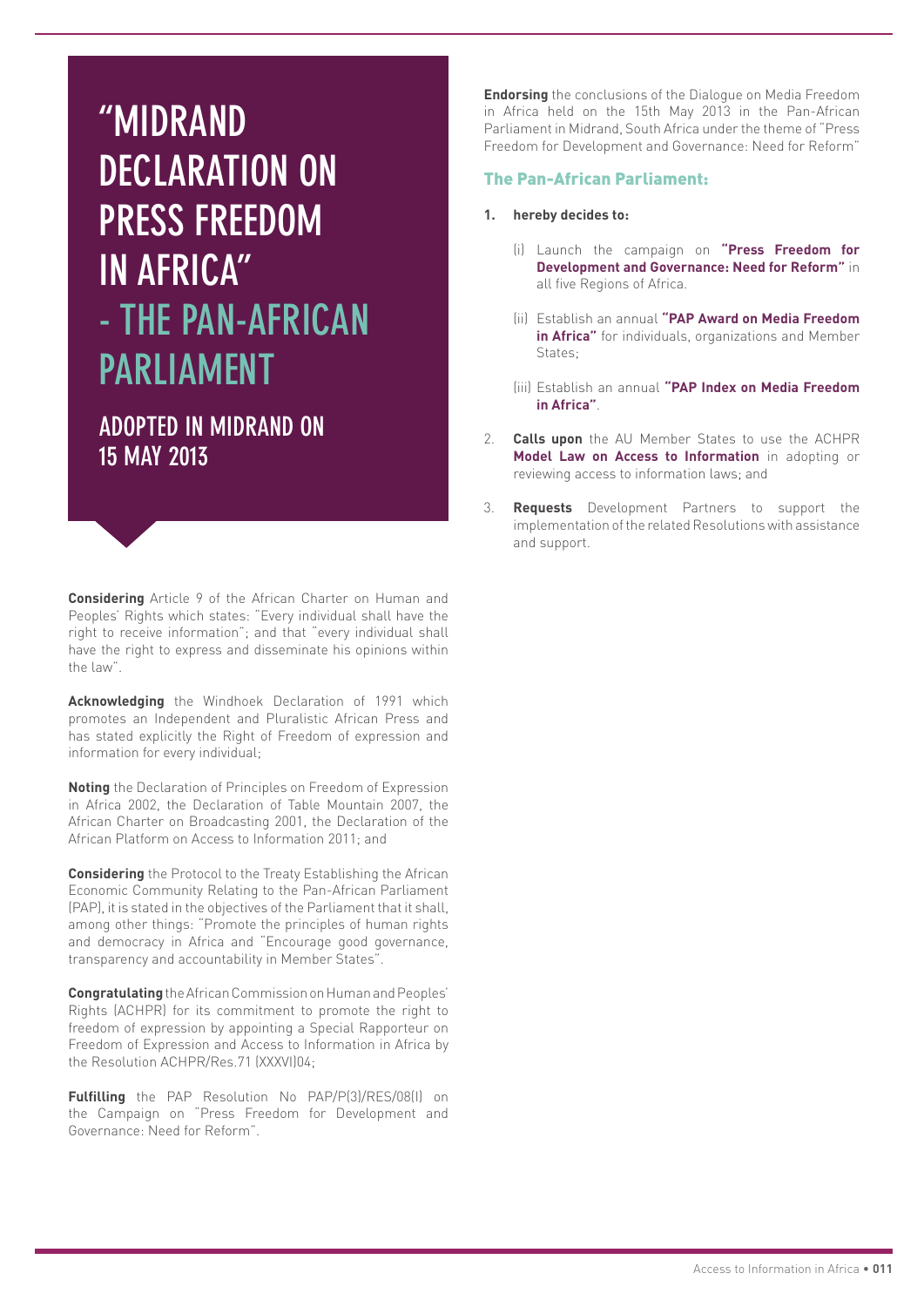# "MIDRAND DECLARATION ON PRESS FREEDOM IN AFRICA" - THE PAN-AFRICAN PARLIAMENT

## ADOPTED IN MIDRAND ON 15 MAY 2013

**Considering** Article 9 of the African Charter on Human and Peoples' Rights which states: "Every individual shall have the right to receive information"; and that "every individual shall have the right to express and disseminate his opinions within the law".

**Acknowledging** the Windhoek Declaration of 1991 which promotes an Independent and Pluralistic African Press and has stated explicitly the Right of Freedom of expression and information for every individual;

**Noting** the Declaration of Principles on Freedom of Expression in Africa 2002, the Declaration of Table Mountain 2007, the African Charter on Broadcasting 2001, the Declaration of the African Platform on Access to Information 2011; and

**Considering** the Protocol to the Treaty Establishing the African Economic Community Relating to the Pan-African Parliament (PAP), it is stated in the objectives of the Parliament that it shall, among other things: "Promote the principles of human rights and democracy in Africa and "Encourage good governance, transparency and accountability in Member States".

**Congratulating** the African Commission on Human and Peoples' Rights (ACHPR) for its commitment to promote the right to freedom of expression by appointing a Special Rapporteur on Freedom of Expression and Access to Information in Africa by the Resolution ACHPR/Res.71 (XXXVI)04;

**Fulfilling** the PAP Resolution No PAP/P(3)/RES/08(I) on the Campaign on "Press Freedom for Development and Governance: Need for Reform".

**Endorsing** the conclusions of the Dialogue on Media Freedom in Africa held on the 15th May 2013 in the Pan-African Parliament in Midrand, South Africa under the theme of "Press Freedom for Development and Governance: Need for Reform"

### The Pan-African Parliament:

1. **hereby decides to:**
   - (i) Launch the campaign on **"Press Freedom for Development and Governance: Need for Reform"** in all five Regions of Africa.
   - (ii) Establish an annual **"PAP Award on Media Freedom in Africa"** for individuals, organizations and Member States;
   - (iii) Establish an annual **"PAP Index on Media Freedom in Africa"**.
2. **Calls upon** the AU Member States to use the ACHPR **Model Law on Access to Information** in adopting or reviewing access to information laws; and
3. **Requests** Development Partners to support the implementation of the related Resolutions with assistance and support.